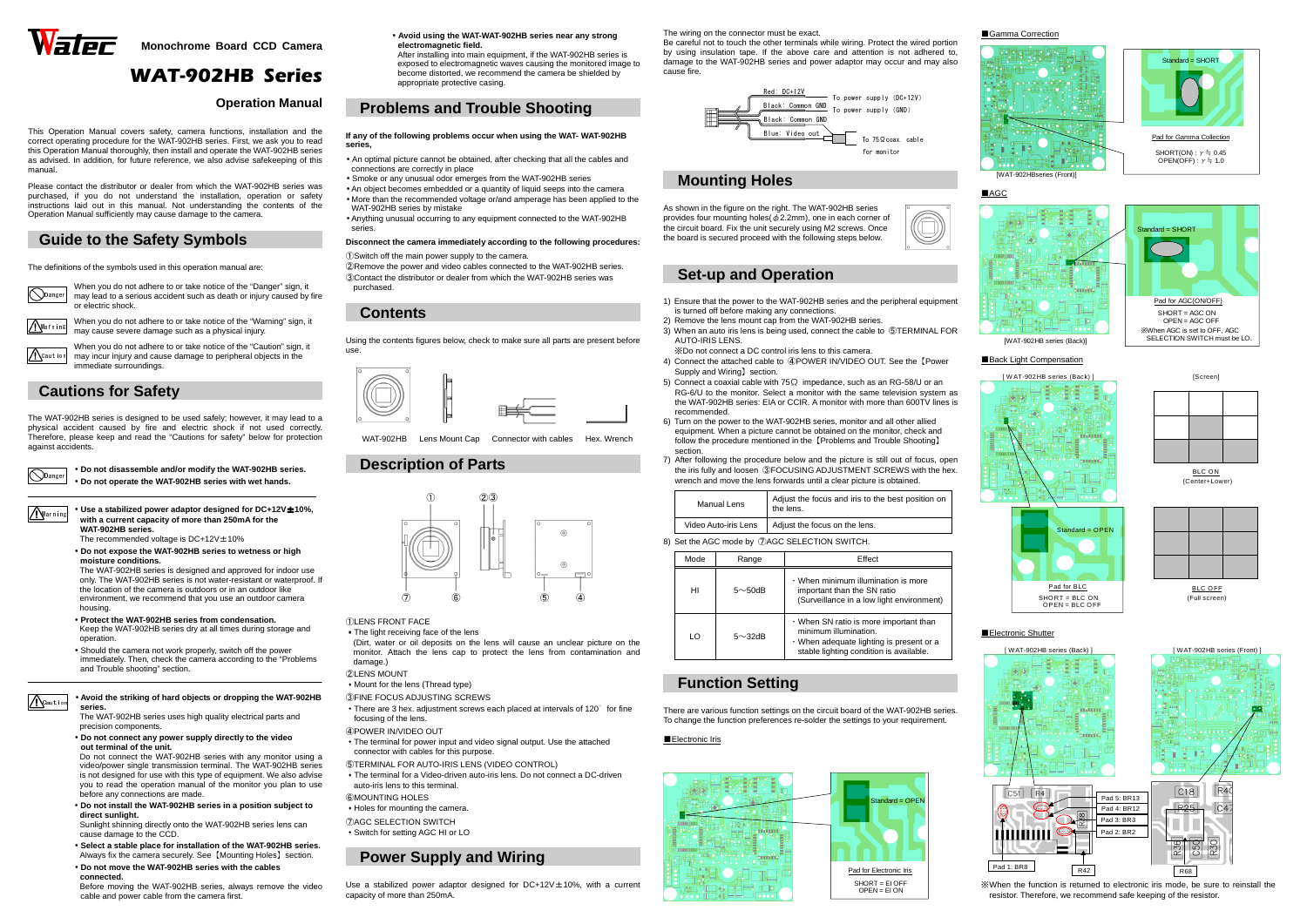# Watec

**Monochrome Board CCD Camera**

# WAT-902HB Series

## Operation Manual

This Operation Manual covers safety, camera functions, installation and the correct operating procedure for the WAT-902HB series. First, we ask you to read this Operation Manual thoroughly, then install and operate the WAT-902HB series as advised. In addition, for future reference, we also advise safekeeping of this manual.

Please contact the distributor or dealer from which the WAT-902HB series was purchased, if you do not understand the installation, operation or safety instructions laid out in this manual. Not understanding the contents of the Operation Manual sufficiently may cause damage to the camera.

## Guide to the Safety Symbols

The definitions of the symbols used in this operation manual are:

**Danger** When you do not adhere to or take notice of the "Danger" sign, it may lead to a serious accident such as death or injury caused by fire or electric shock.

**Warning** When you do not adhere to or take notice of the "Warning" sign, it may cause severe damage such as a physical injury.

**Caution** When you do not adhere to or take notice of the "Caution" sign, it may incur injury and cause damage to peripheral objects in the immediate surroundings.

## Cautions for Safety

The WAT-902HB series is designed to be used safely; however, it may lead to a physical accident caused by fire and electric shock if not used correctly. Therefore, please keep and read the "Cautions for Safety" below for protection against accidents.

**Danger**

- **Do not disassemble and/or modify the WAT-902HB series.**
- **Do not operate the WAT-902HB series with wet hands.**

**Warning**

- **Use a stabilized power adaptor designed for DC+12V±10%, with a current capacity of more than 250mA for the WAT-902HB series.**
  The recommended voltage is DC+12V±10%
- **Do not expose the WAT-902HB series to wetness or high moisture conditions.**
  The WAT-902HB series is designed and approved for indoor use only. The WAT-902HB series is not water-resistant or waterproof. If the location of the camera is outdoors or in an outdoor like environment, we recommend that you use an outdoor camera housing.
- **Protect the WAT-902HB series from condensation.**
  Keep the WAT-902HB series dry at all times during storage and operation.
- Should the camera not work properly, switch off the power immediately. Then, check the camera according to the "Problems and Trouble shooting" section.

**Caution**

- **Avoid the striking of hard objects or dropping the WAT-902HB series.**
  The WAT-902HB series uses high quality electrical parts and precision components.
- **Do not connect any power supply directly to the video out terminal of the unit.**
  Do not connect the WAT-902HB series with any monitor using a video/power single transmission terminal. The WAT-902HB series is not designed for use with this type of equipment. We also advise you to read the operation manual of the monitor you plan to use before any connections are made.
- **Do not install the WAT-902HB series in a position subject to direct sunlight.**
  Sunlight shinning directly onto the WAT-902HB series lens can cause damage to the CCD.
- **Select a stable place for installation of the WAT-902HB series.**
  Always fix the camera securely. See【Mounting Holes】section.
- **Do not move the WAT-902HB series with the cables connected.**
  Before moving the WAT-902HB series, always remove the video cable and power cable from the camera first.
- **Avoid using the WAT-WAT-902HB series near any strong electromagnetic field.**
  After installing into main equipment, if the WAT-902HB series is exposed to electromagnetic waves causing the monitored image to become distorted, we recommend the camera be shielded by appropriate protective casing.

## Problems and Trouble Shooting

**If any of the following problems occur when using the WAT- WAT-902HB series,**

- An optimal picture cannot be obtained, after checking that all the cables and connections are correctly in place
- Smoke or any unusual odor emerges from the WAT-902HB series
- An object becomes embedded or a quantity of liquid seeps into the camera
- More than the recommended voltage or/and amperage has been applied to the WAT-902HB series by mistake
- Anything unusual occurring to any equipment connected to the WAT-902HB series.

**Disconnect the camera immediately according to the following procedures:**

①Switch off the main power supply to the camera.
②Remove the power and video cables connected to the WAT-902HB series.
③Contact the distributor or dealer from which the WAT-902HB series was purchased.

## Contents

Using the contents figures below, check to make sure all parts are present before use.

WAT-902HB　Lens Mount Cap　Connector with cables　Hex. Wrench

## Description of Parts

①LENS FRONT FACE
- The light receiving face of the lens
(Dirt, water or oil deposits on the lens will cause an unclear picture on the monitor. Attach the lens cap to protect the lens from contamination and damage.)

②LENS MOUNT
- Mount for the lens (Thread type)

③FINE FOCUS ADJUSTING SCREWS
- There are 3 hex. adjustment screws each placed at intervals of 120° for fine focusing of the lens.

④POWER IN/VIDEO OUT
- The terminal for power input and video signal output. Use the attached connector with cables for this purpose.

⑤TERMINAL FOR AUTO-IRIS LENS (VIDEO CONTROL)
- The terminal for a Video-driven auto-iris lens. Do not connect a DC-driven auto-iris lens to this terminal.

⑥MOUNTING HOLES
- Holes for mounting the camera.

⑦AGC SELECTION SWITCH
- Switch for setting AGC HI or LO

## Power Supply and Wiring

Use a stabilized power adaptor designed for DC+12V±10%, with a current capacity of more than 250mA.

The wiring on the connector must be exact.
Be careful not to touch the other terminals while wiring. Protect the wired portion by using insulation tape. If the above care and attention is not adhered to, damage to the WAT-902HB series and power adaptor may occur and may also cause fire.

Red: DC+12V — To power supply (DC+12V)
Black: Common GND — To power supply (GND)
Black: Common GND
Blue: Video out — To 75Ω coax. cable for monitor

## Mounting Holes

As shown in the figure on the right. The WAT-902HB series provides four mounting holes($\phi$ 2.2mm), one in each corner of the circuit board. Fix the unit securely using M2 screws. Once the board is secured proceed with the following steps below.

## Set-up and Operation

1) Ensure that the power to the WAT-902HB series and the peripheral equipment is turned off before making any connections.
2) Remove the lens mount cap from the WAT-902HB series.
3) When an auto iris lens is being used, connect the cable to ⑤TERMINAL FOR AUTO-IRIS LENS.
※Do not connect a DC control iris lens to this camera.
4) Connect the attached cable to ④POWER IN/VIDEO OUT. See the【Power Supply and Wiring】section.
5) Connect a coaxial cable with 75Ω impedance, such as an RG-58/U or an RG-6/U to the monitor. Select a monitor with the same television system as the WAT-902HB series: EIA or CCIR. A monitor with more than 600TV lines is recommended.
6) Turn on the power to the WAT-902HB series, monitor and all other allied equipment. When a picture cannot be obtained on the monitor, check and follow the procedure mentioned in the【Problems and Trouble Shooting】section.
7) After following the procedure below and the picture is still out of focus, open the iris fully and loosen ③FOCUSING ADJUSTMENT SCREWS with the hex. wrench and move the lens forwards until a clear picture is obtained.

| Manual Lens | Adjust the focus and iris to the best position on the lens. |
|---|---|
| Video Auto-iris Lens | Adjust the focus on the lens. |

8) Set the AGC mode by ⑦AGC SELECTION SWITCH.

| Mode | Range | Effect |
|---|---|---|
| HI | 5～50dB | ・When minimum illumination is more important than the SN ratio (Surveillance in a low light environment) |
| LO | 5～32dB | ・When SN ratio is more important than minimum illumination.<br>・When adequate lighting is present or a stable lighting condition is available. |

## Function Setting

There are various function settings on the circuit board of the WAT-902HB series. To change the function preferences re-solder the settings to your requirement.

### ■Electronic Iris

Standard = OPEN
Pad for Electronic Iris
SHORT = EI OFF
OPEN = EI ON

### ■Gamma Correction

[WAT-902HBseries (Front)]

Standard = SHORT
Pad for Gamma Collection
SHORT(ON) : $\gamma \fallingdotseq 0.45$
OPEN(OFF) : $\gamma \fallingdotseq 1.0$

### ■AGC

[WAT-902HB series (Back)]

Standard = SHORT
Pad for AGC(ON/OFF)
SHORT = AGC ON
OPEN = AGC OFF
※When AGC is set to OFF, AGC SELECTION SWITCH must be LO.

### ■Back Light Compensation

[WAT-902HB series (Back)]　[Screen]

Standard = OPEN
Pad for BLC
SHORT = BLC ON
OPEN = BLC OFF

BLC ON (Center+Lower)

BLC OFF (Full screen)

### ■Electronic Shutter

[WAT-902HB series (Back)]　[WAT-902HB series (Front)]

C51　R4　Pad 5: BR13　Pad 4: BR12　Pad 3: BR3　Pad 2: BR2　Pad 1: BR8　R42　R38

C18　R40　R25　C47　R36　C50　R30　R68

※When the function is returned to electronic iris mode, be sure to reinstall the resistor. Therefore, we recommend safe keeping of the resistor.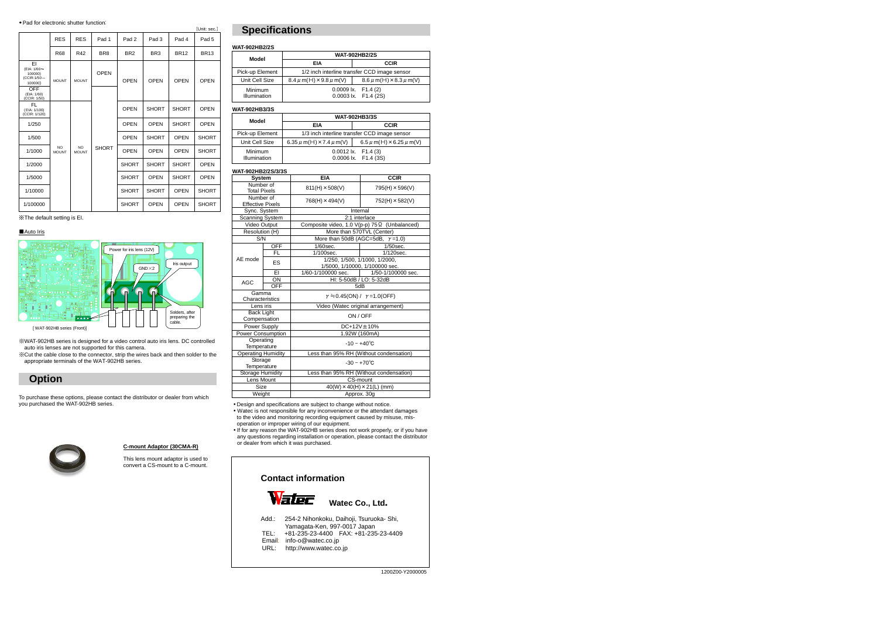• Pad for electronic shutter function:

[Unit: sec.]

| | RES | RES | Pad 1 | Pad 2 | Pad 3 | Pad 4 | Pad 5 |
|---|---|---|---|---|---|---|---|
| | R68 | R42 | BR8 | BR2 | BR3 | BR12 | BR13 |
| EI (EIA: 1/60～100000) (CCIR:1/50～100000) | MOUNT | MOUNT | OPEN | OPEN | OPEN | OPEN | OPEN |
| OFF (EIA: 1/60) (CCIR: 1/50) | MOUNT | MOUNT | SHORT | OPEN | OPEN | OPEN | OPEN |
| FL (EIA: 1/100) (CCIR: 1/120) | NO MOUNT | NO MOUNT | SHORT | OPEN | SHORT | SHORT | OPEN |
| 1/250 | NO MOUNT | NO MOUNT | SHORT | OPEN | OPEN | SHORT | OPEN |
| 1/500 | NO MOUNT | NO MOUNT | SHORT | OPEN | SHORT | OPEN | SHORT |
| 1/1000 | NO MOUNT | NO MOUNT | SHORT | OPEN | OPEN | OPEN | SHORT |
| 1/2000 | NO MOUNT | NO MOUNT | SHORT | SHORT | SHORT | SHORT | OPEN |
| 1/5000 | NO MOUNT | NO MOUNT | SHORT | SHORT | OPEN | SHORT | OPEN |
| 1/10000 | NO MOUNT | NO MOUNT | SHORT | SHORT | SHORT | OPEN | SHORT |
| 1/100000 | NO MOUNT | NO MOUNT | SHORT | SHORT | OPEN | OPEN | SHORT |

※The default setting is EI.

■Auto Iris

Power for iris lens (12V)

GND×2

Iris output

Solders, after preparing the cable.

[WAT-902HB series (Front)]

※WAT-902HB series is designed for a video control auto iris lens. DC controlled auto iris lenses are not supported for this camera.

※Cut the cable close to the connector, strip the wires back and then solder to the appropriate terminals of the WAT-902HB series.

## Option

To purchase these options, please contact the distributor or dealer from which you purchased the WAT-902HB series.

**C-mount Adaptor (30CMA-R)**

This lens mount adaptor is used to convert a CS-mount to a C-mount.

## Specifications

**WAT-902HB2/2S**

| Model | WAT-902HB2/2S | |
|---|---|---|
| | EIA | CCIR |
| Pick-up Element | 1/2 inch interline transfer CCD image sensor | |
| Unit Cell Size | 8.4 μm(H) × 9.8 μm(V) | 8.6 μm(H) × 8.3 μm(V) |
| Minimum Illumination | 0.0009 lx. F1.4 (2)<br>0.0003 lx. F1.4 (2S) | |

**WAT-902HB3/3S**

| Model | WAT-902HB3/3S | |
|---|---|---|
| | EIA | CCIR |
| Pick-up Element | 1/3 inch interline transfer CCD image sensor | |
| Unit Cell Size | 6.35 μm(H) × 7.4 μm(V) | 6.5 μm(H) × 6.25 μm(V) |
| Minimum Illumination | 0.0012 lx. F1.4 (3)<br>0.0006 lx. F1.4 (3S) | |

**WAT-902HB2/2S/3/3S**

| System | | EIA | CCIR |
|---|---|---|---|
| Number of Total Pixels | | 811(H) × 508(V) | 795(H) × 596(V) |
| Number of Effective Pixels | | 768(H) × 494(V) | 752(H) × 582(V) |
| Sync. System | | Internal | |
| Scanning System | | 2:1 interlace | |
| Video Output | | Composite video, 1.0 V(p-p) 75Ω (Unbalanced) | |
| Resolution (H) | | More than 570TVL (Center) | |
| S/N | | More than 50dB (AGC=5dB, γ=1.0) | |
| AE mode | OFF | 1/60sec. | 1/50sec. |
| | FL | 1/100sec. | 1/120sec. |
| | ES | 1/250, 1/500, 1/1000, 1/2000, 1/5000, 1/10000, 1/100000 sec. | |
| | EI | 1/60-1/100000 sec. | 1/50-1/100000 sec. |
| AGC | ON | HI: 5-50dB / LO: 5-32dB | |
| | OFF | 5dB | |
| Gamma Characteristics | | γ≒0.45(ON) / γ=1.0(OFF) | |
| Lens iris | | Video (Watec original arrangement) | |
| Back Light Compensation | | ON / OFF | |
| Power Supply | | DC+12V±10% | |
| Power Consumption | | 1.92W (160mA) | |
| Operating Temperature | | -10 ~ +40℃ | |
| Operating Humidity | | Less than 95% RH (Without condensation) | |
| Storage Temperature | | -30 ~ +70℃ | |
| Storage Humidity | | Less than 95% RH (Without condensation) | |
| Lens Mount | | CS-mount | |
| Size | | 40(W) × 40(H) × 21(L) (mm) | |
| Weight | | Approx. 30g | |

- Design and specifications are subject to change without notice.
- Watec is not responsible for any inconvenience or the attendant damages to the video and monitoring recording equipment caused by misuse, mis-operation or improper wiring of our equipment.
- If for any reason the WAT-902HB series does not work properly, or if you have any questions regarding installation or operation, please contact the distributor or dealer from which it was purchased.

### Contact information

**Watec Co., Ltd.**

Add.: 254-2 Nihonkoku, Daihoji, Tsuruoka- Shi, Yamagata-Ken, 997-0017 Japan
TEL: +81-235-23-4400 FAX: +81-235-23-4409
Email: info-o@watec.co.jp
URL: http://www.watec.co.jp

1200Z00-Y2000005